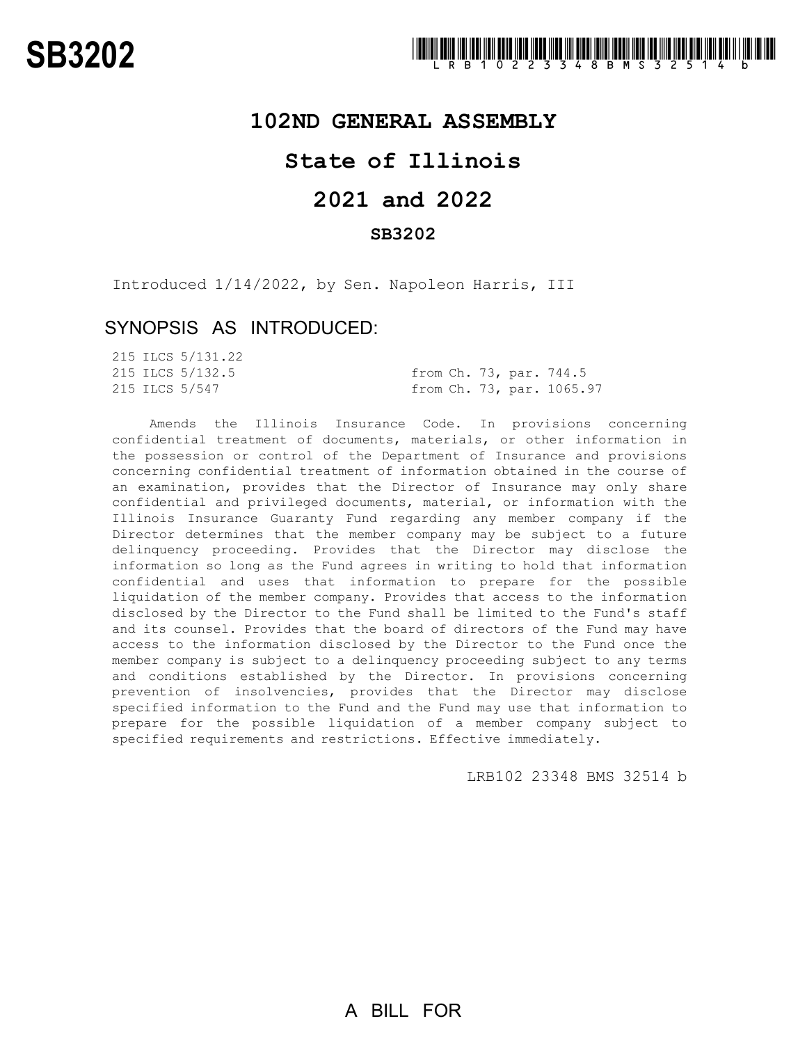# SB3202

LRB102 23348 BMS 32514 b

## 102ND GENERAL ASSEMBLY

## State of Illinois

## 2021 and 2022

### SB3202

Introduced 1/14/2022, by Sen. Napoleon Harris, III

## SYNOPSIS AS INTRODUCED:

| | |
|---|---|
| 215 ILCS 5/131.22 | |
| 215 ILCS 5/132.5 | from Ch. 73, par. 744.5 |
| 215 ILCS 5/547 | from Ch. 73, par. 1065.97 |

Amends the Illinois Insurance Code. In provisions concerning confidential treatment of documents, materials, or other information in the possession or control of the Department of Insurance and provisions concerning confidential treatment of information obtained in the course of an examination, provides that the Director of Insurance may only share confidential and privileged documents, material, or information with the Illinois Insurance Guaranty Fund regarding any member company if the Director determines that the member company may be subject to a future delinquency proceeding. Provides that the Director may disclose the information so long as the Fund agrees in writing to hold that information confidential and uses that information to prepare for the possible liquidation of the member company. Provides that access to the information disclosed by the Director to the Fund shall be limited to the Fund's staff and its counsel. Provides that the board of directors of the Fund may have access to the information disclosed by the Director to the Fund once the member company is subject to a delinquency proceeding subject to any terms and conditions established by the Director. In provisions concerning prevention of insolvencies, provides that the Director may disclose specified information to the Fund and the Fund may use that information to prepare for the possible liquidation of a member company subject to specified requirements and restrictions. Effective immediately.

LRB102 23348 BMS 32514 b

A BILL FOR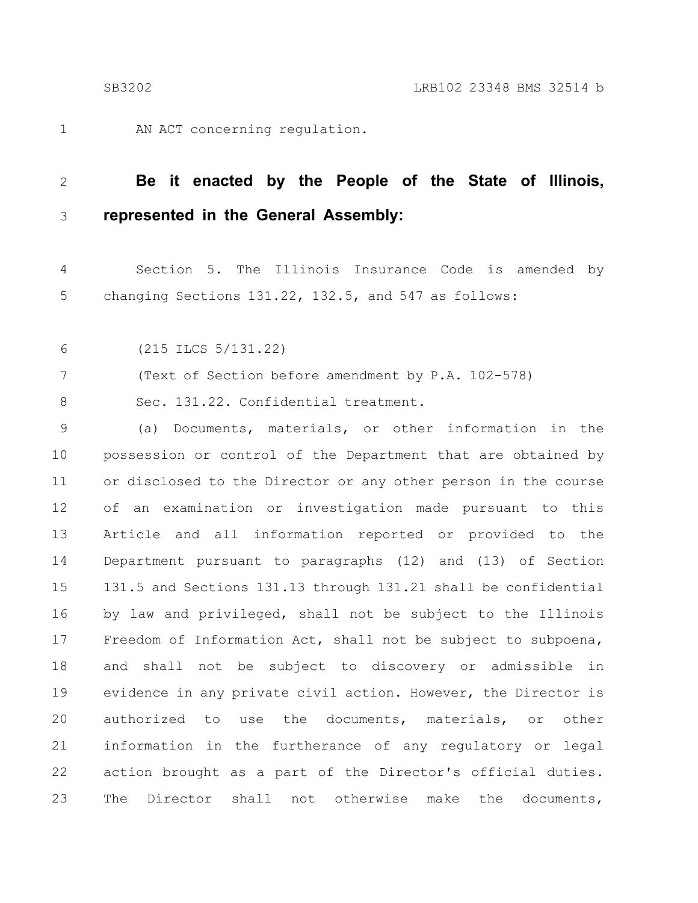AN ACT concerning regulation.

**Be it enacted by the People of the State of Illinois, represented in the General Assembly:**

Section 5. The Illinois Insurance Code is amended by changing Sections 131.22, 132.5, and 547 as follows:

(215 ILCS 5/131.22)

(Text of Section before amendment by P.A. 102-578)

Sec. 131.22. Confidential treatment.

(a) Documents, materials, or other information in the possession or control of the Department that are obtained by or disclosed to the Director or any other person in the course of an examination or investigation made pursuant to this Article and all information reported or provided to the Department pursuant to paragraphs (12) and (13) of Section 131.5 and Sections 131.13 through 131.21 shall be confidential by law and privileged, shall not be subject to the Illinois Freedom of Information Act, shall not be subject to subpoena, and shall not be subject to discovery or admissible in evidence in any private civil action. However, the Director is authorized to use the documents, materials, or other information in the furtherance of any regulatory or legal action brought as a part of the Director's official duties. The Director shall not otherwise make the documents,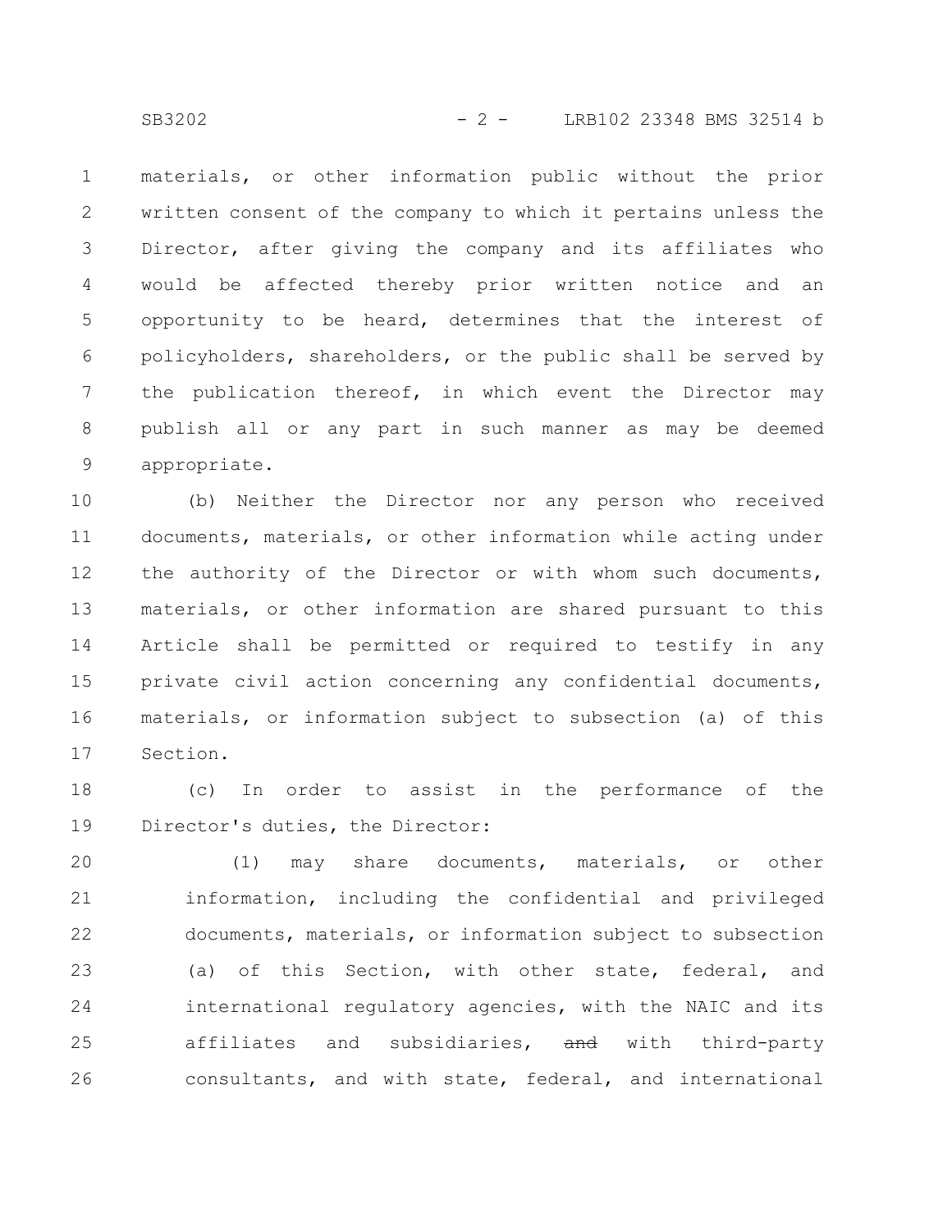materials, or other information public without the prior written consent of the company to which it pertains unless the Director, after giving the company and its affiliates who would be affected thereby prior written notice and an opportunity to be heard, determines that the interest of policyholders, shareholders, or the public shall be served by the publication thereof, in which event the Director may publish all or any part in such manner as may be deemed appropriate.

(b) Neither the Director nor any person who received documents, materials, or other information while acting under the authority of the Director or with whom such documents, materials, or other information are shared pursuant to this Article shall be permitted or required to testify in any private civil action concerning any confidential documents, materials, or information subject to subsection (a) of this Section.

(c) In order to assist in the performance of the Director's duties, the Director:

(1) may share documents, materials, or other information, including the confidential and privileged documents, materials, or information subject to subsection (a) of this Section, with other state, federal, and international regulatory agencies, with the NAIC and its affiliates and subsidiaries, ~~and~~ with third-party consultants, and with state, federal, and international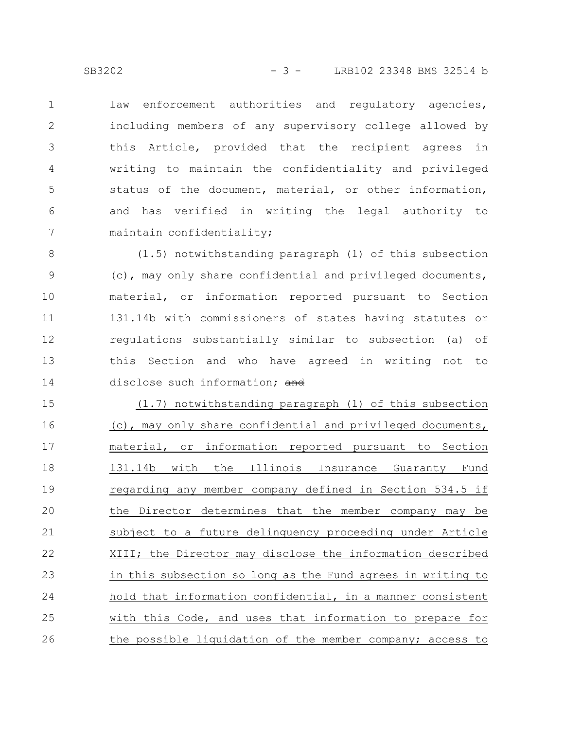law enforcement authorities and regulatory agencies, including members of any supervisory college allowed by this Article, provided that the recipient agrees in writing to maintain the confidentiality and privileged status of the document, material, or other information, and has verified in writing the legal authority to maintain confidentiality;

(1.5) notwithstanding paragraph (1) of this subsection (c), may only share confidential and privileged documents, material, or information reported pursuant to Section 131.14b with commissioners of states having statutes or regulations substantially similar to subsection (a) of this Section and who have agreed in writing not to disclose such information; ~~and~~

<u>(1.7) notwithstanding paragraph (1) of this subsection (c), may only share confidential and privileged documents, material, or information reported pursuant to Section 131.14b with the Illinois Insurance Guaranty Fund regarding any member company defined in Section 534.5 if the Director determines that the member company may be subject to a future delinquency proceeding under Article XIII; the Director may disclose the information described in this subsection so long as the Fund agrees in writing to hold that information confidential, in a manner consistent with this Code, and uses that information to prepare for the possible liquidation of the member company; access to</u>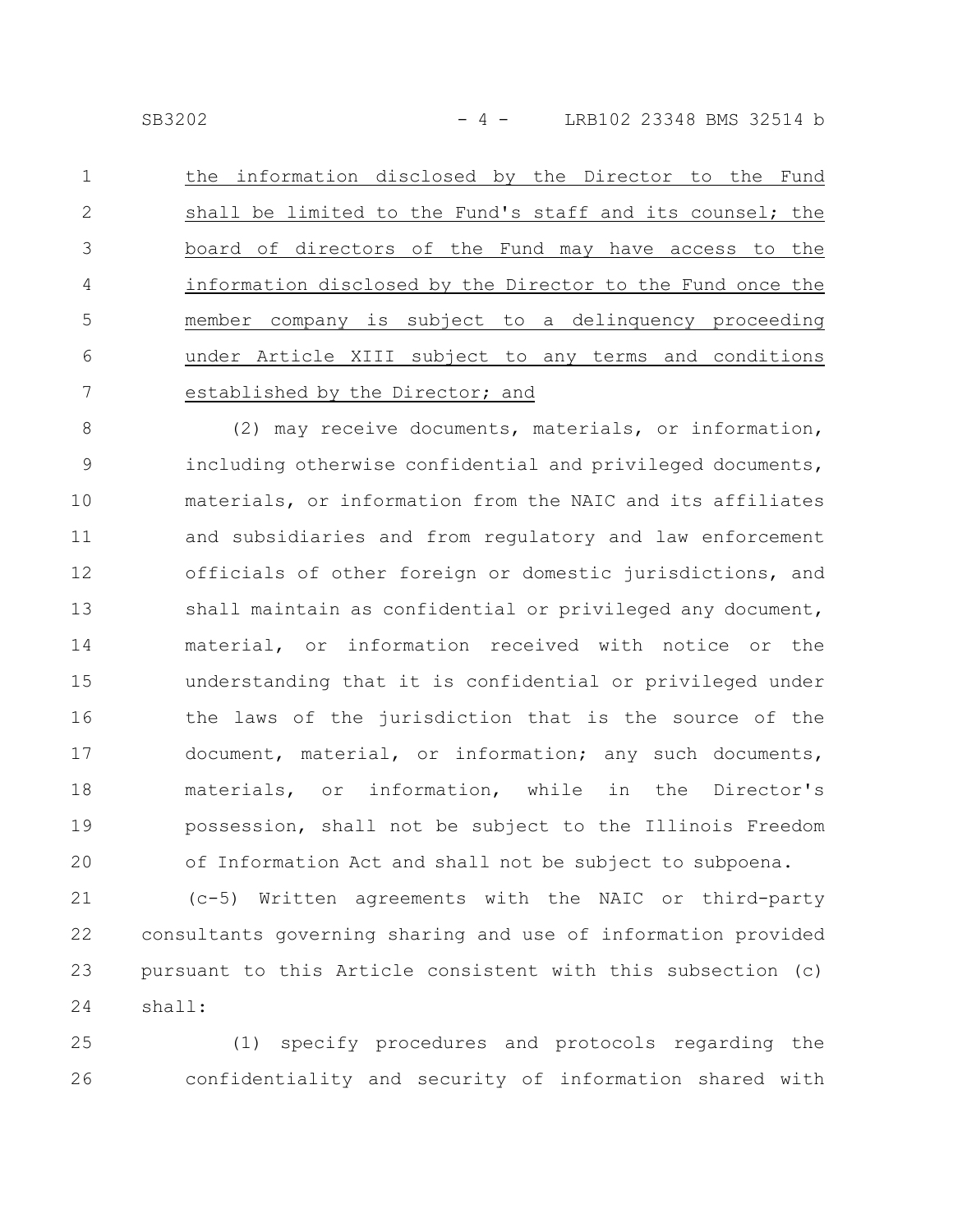the information disclosed by the Director to the Fund shall be limited to the Fund's staff and its counsel; the board of directors of the Fund may have access to the information disclosed by the Director to the Fund once the member company is subject to a delinquency proceeding under Article XIII subject to any terms and conditions established by the Director; and

(2) may receive documents, materials, or information, including otherwise confidential and privileged documents, materials, or information from the NAIC and its affiliates and subsidiaries and from regulatory and law enforcement officials of other foreign or domestic jurisdictions, and shall maintain as confidential or privileged any document, material, or information received with notice or the understanding that it is confidential or privileged under the laws of the jurisdiction that is the source of the document, material, or information; any such documents, materials, or information, while in the Director's possession, shall not be subject to the Illinois Freedom of Information Act and shall not be subject to subpoena.

(c-5) Written agreements with the NAIC or third-party consultants governing sharing and use of information provided pursuant to this Article consistent with this subsection (c) shall:

(1) specify procedures and protocols regarding the confidentiality and security of information shared with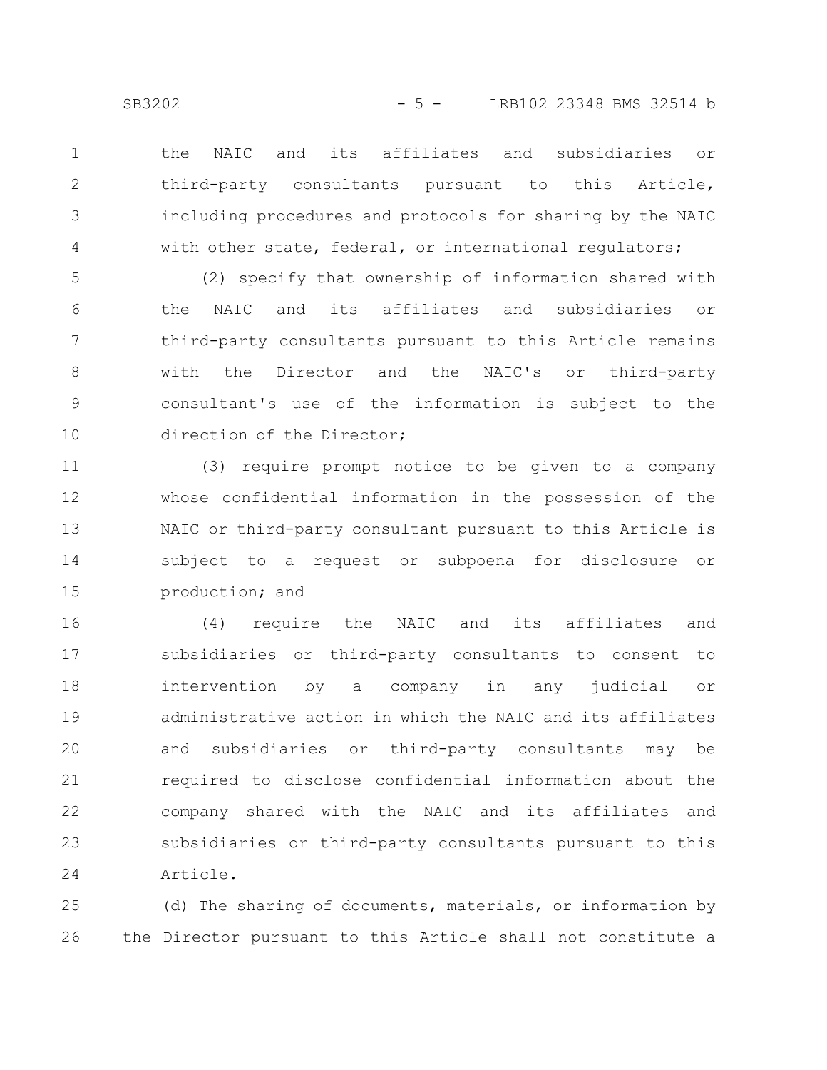the NAIC and its affiliates and subsidiaries or third-party consultants pursuant to this Article, including procedures and protocols for sharing by the NAIC with other state, federal, or international regulators;

(2) specify that ownership of information shared with the NAIC and its affiliates and subsidiaries or third-party consultants pursuant to this Article remains with the Director and the NAIC's or third-party consultant's use of the information is subject to the direction of the Director;

(3) require prompt notice to be given to a company whose confidential information in the possession of the NAIC or third-party consultant pursuant to this Article is subject to a request or subpoena for disclosure or production; and

(4) require the NAIC and its affiliates and subsidiaries or third-party consultants to consent to intervention by a company in any judicial or administrative action in which the NAIC and its affiliates and subsidiaries or third-party consultants may be required to disclose confidential information about the company shared with the NAIC and its affiliates and subsidiaries or third-party consultants pursuant to this Article.

(d) The sharing of documents, materials, or information by the Director pursuant to this Article shall not constitute a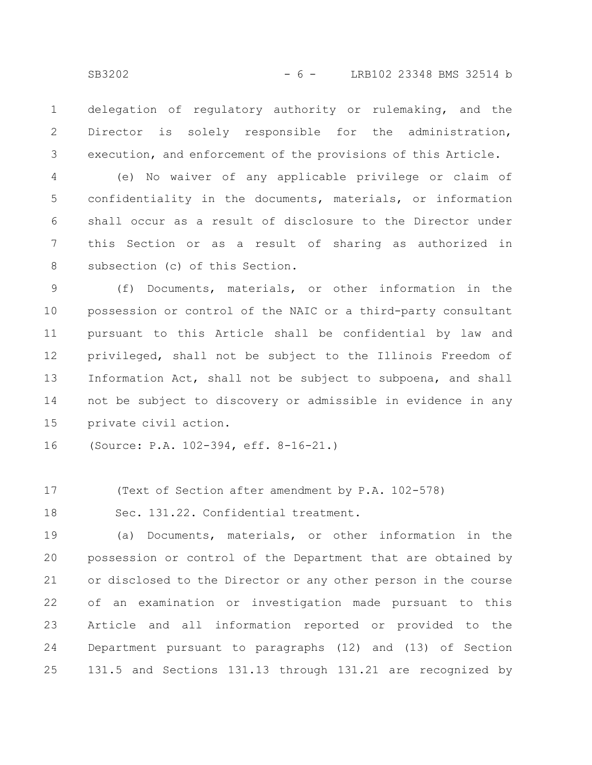delegation of regulatory authority or rulemaking, and the Director is solely responsible for the administration, execution, and enforcement of the provisions of this Article.

(e) No waiver of any applicable privilege or claim of confidentiality in the documents, materials, or information shall occur as a result of disclosure to the Director under this Section or as a result of sharing as authorized in subsection (c) of this Section.

(f) Documents, materials, or other information in the possession or control of the NAIC or a third-party consultant pursuant to this Article shall be confidential by law and privileged, shall not be subject to the Illinois Freedom of Information Act, shall not be subject to subpoena, and shall not be subject to discovery or admissible in evidence in any private civil action.

(Source: P.A. 102-394, eff. 8-16-21.)

(Text of Section after amendment by P.A. 102-578)

Sec. 131.22. Confidential treatment.

(a) Documents, materials, or other information in the possession or control of the Department that are obtained by or disclosed to the Director or any other person in the course of an examination or investigation made pursuant to this Article and all information reported or provided to the Department pursuant to paragraphs (12) and (13) of Section 131.5 and Sections 131.13 through 131.21 are recognized by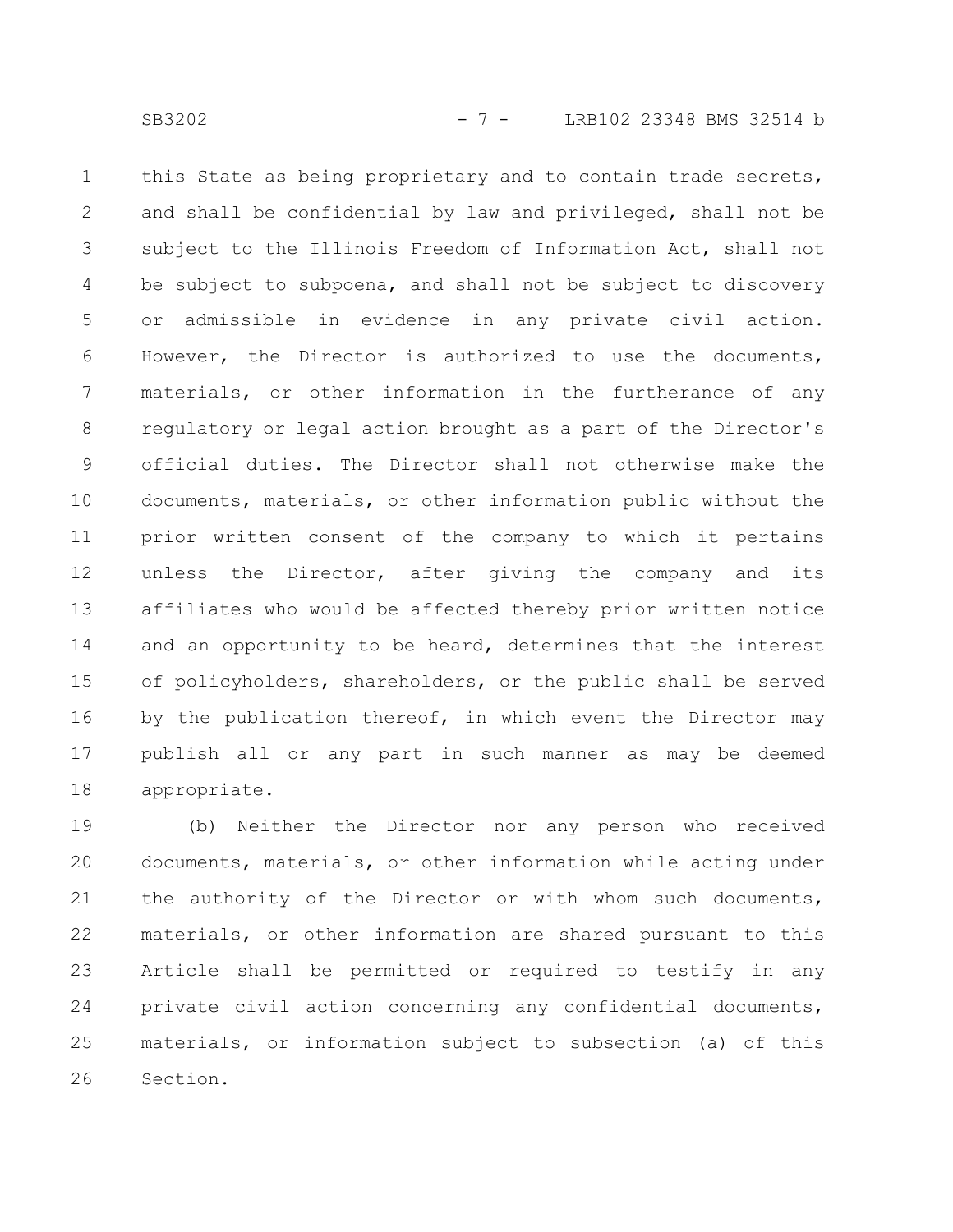this State as being proprietary and to contain trade secrets, and shall be confidential by law and privileged, shall not be subject to the Illinois Freedom of Information Act, shall not be subject to subpoena, and shall not be subject to discovery or admissible in evidence in any private civil action. However, the Director is authorized to use the documents, materials, or other information in the furtherance of any regulatory or legal action brought as a part of the Director's official duties. The Director shall not otherwise make the documents, materials, or other information public without the prior written consent of the company to which it pertains unless the Director, after giving the company and its affiliates who would be affected thereby prior written notice and an opportunity to be heard, determines that the interest of policyholders, shareholders, or the public shall be served by the publication thereof, in which event the Director may publish all or any part in such manner as may be deemed appropriate.

(b) Neither the Director nor any person who received documents, materials, or other information while acting under the authority of the Director or with whom such documents, materials, or other information are shared pursuant to this Article shall be permitted or required to testify in any private civil action concerning any confidential documents, materials, or information subject to subsection (a) of this Section.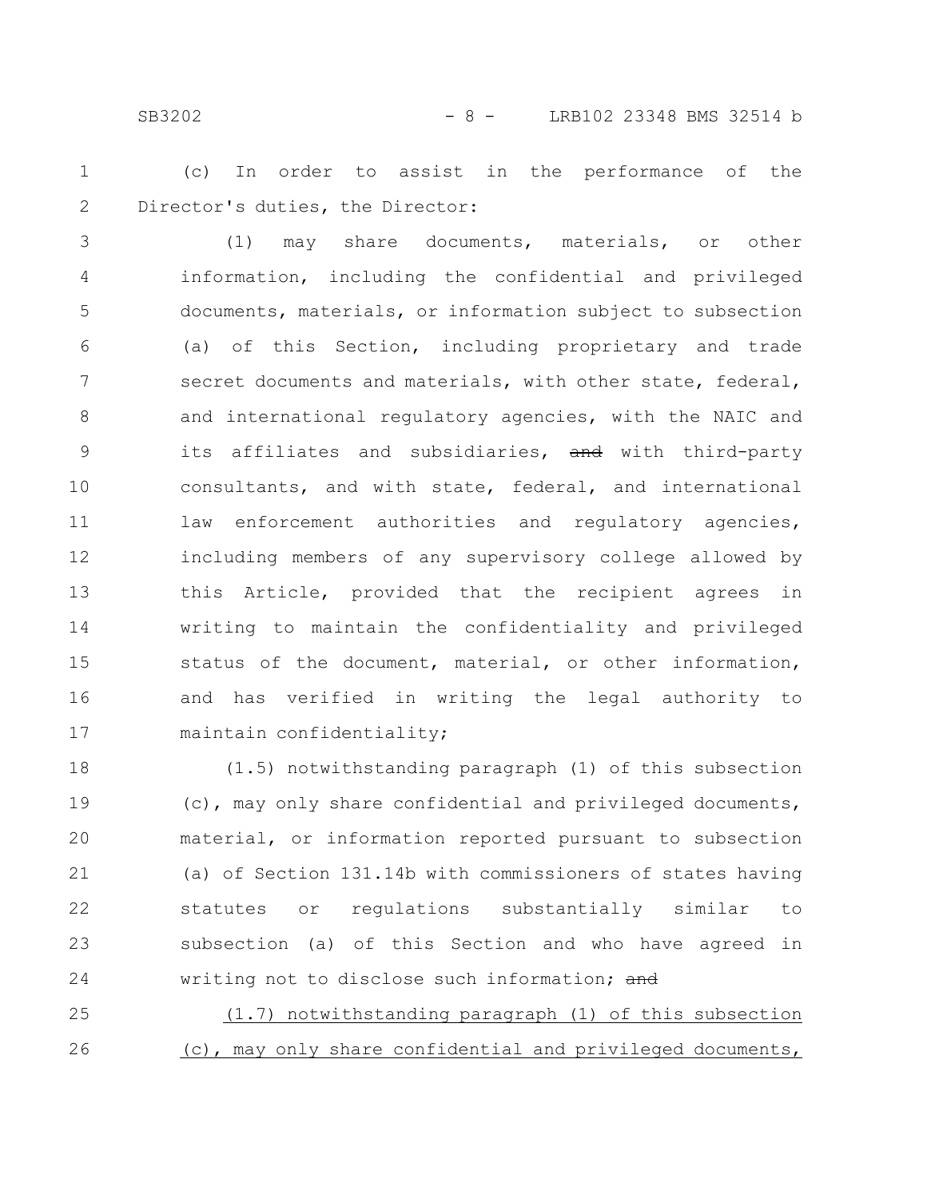(c) In order to assist in the performance of the Director's duties, the Director:

(1) may share documents, materials, or other information, including the confidential and privileged documents, materials, or information subject to subsection (a) of this Section, including proprietary and trade secret documents and materials, with other state, federal, and international regulatory agencies, with the NAIC and its affiliates and subsidiaries, ~~and~~ with third-party consultants, and with state, federal, and international law enforcement authorities and regulatory agencies, including members of any supervisory college allowed by this Article, provided that the recipient agrees in writing to maintain the confidentiality and privileged status of the document, material, or other information, and has verified in writing the legal authority to maintain confidentiality;

(1.5) notwithstanding paragraph (1) of this subsection (c), may only share confidential and privileged documents, material, or information reported pursuant to subsection (a) of Section 131.14b with commissioners of states having statutes or regulations substantially similar to subsection (a) of this Section and who have agreed in writing not to disclose such information; ~~and~~

<u>(1.7) notwithstanding paragraph (1) of this subsection (c), may only share confidential and privileged documents,</u>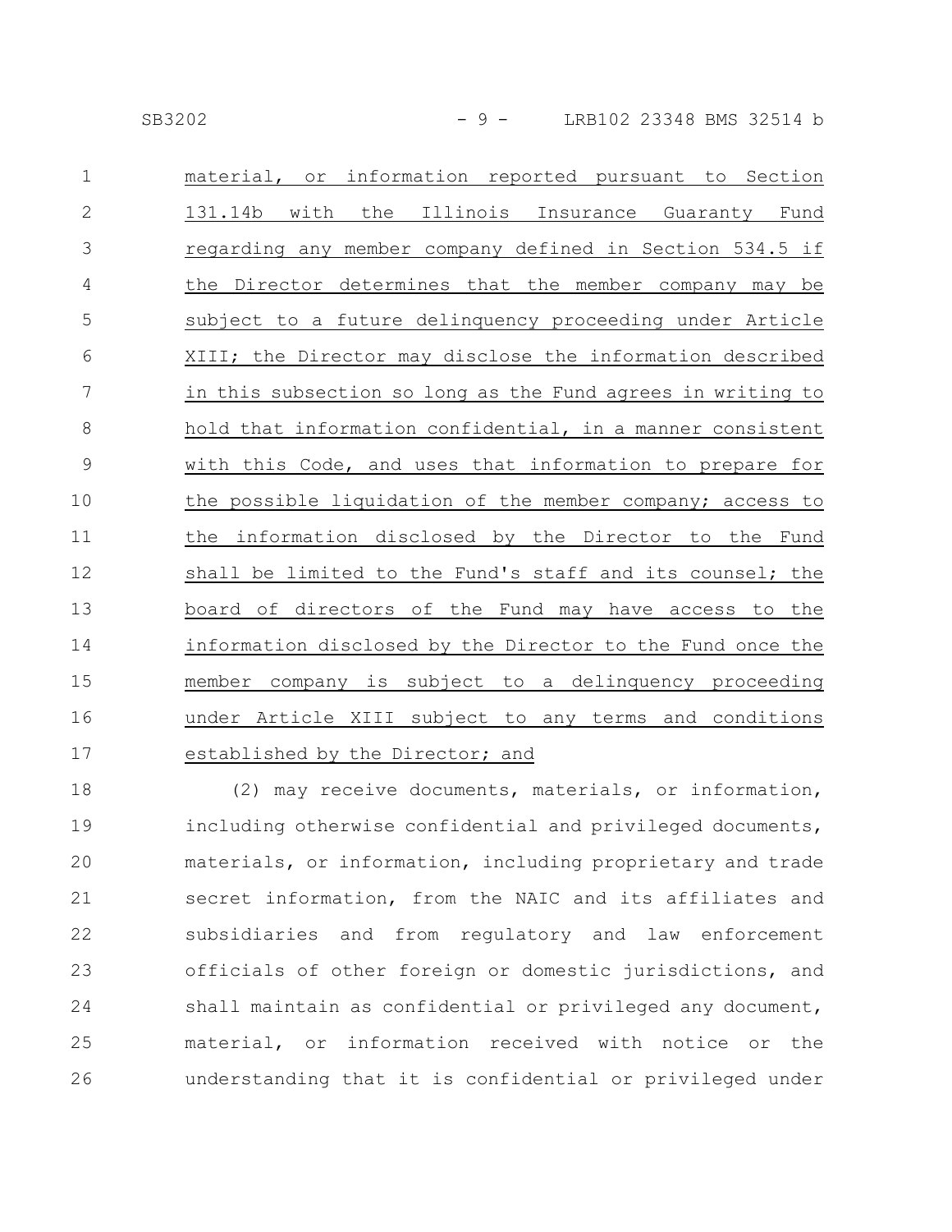material, or information reported pursuant to Section 131.14b with the Illinois Insurance Guaranty Fund regarding any member company defined in Section 534.5 if the Director determines that the member company may be subject to a future delinquency proceeding under Article XIII; the Director may disclose the information described in this subsection so long as the Fund agrees in writing to hold that information confidential, in a manner consistent with this Code, and uses that information to prepare for the possible liquidation of the member company; access to the information disclosed by the Director to the Fund shall be limited to the Fund's staff and its counsel; the board of directors of the Fund may have access to the information disclosed by the Director to the Fund once the member company is subject to a delinquency proceeding under Article XIII subject to any terms and conditions established by the Director; and

(2) may receive documents, materials, or information, including otherwise confidential and privileged documents, materials, or information, including proprietary and trade secret information, from the NAIC and its affiliates and subsidiaries and from regulatory and law enforcement officials of other foreign or domestic jurisdictions, and shall maintain as confidential or privileged any document, material, or information received with notice or the understanding that it is confidential or privileged under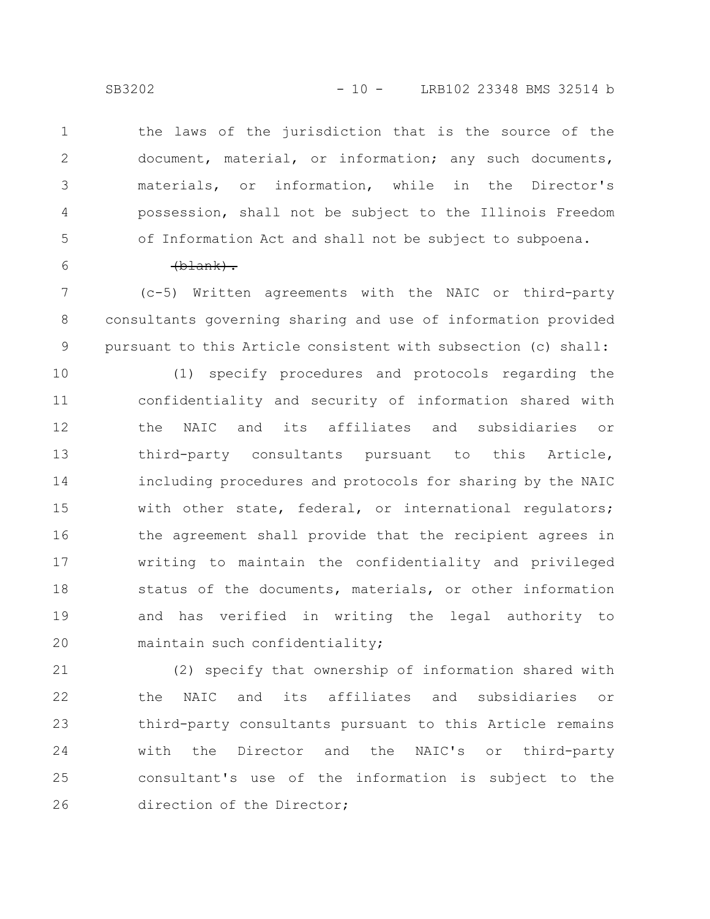the laws of the jurisdiction that is the source of the document, material, or information; any such documents, materials, or information, while in the Director's possession, shall not be subject to the Illinois Freedom of Information Act and shall not be subject to subpoena.

~~(blank).~~

(c-5) Written agreements with the NAIC or third-party consultants governing sharing and use of information provided pursuant to this Article consistent with subsection (c) shall:

(1) specify procedures and protocols regarding the confidentiality and security of information shared with the NAIC and its affiliates and subsidiaries or third-party consultants pursuant to this Article, including procedures and protocols for sharing by the NAIC with other state, federal, or international regulators; the agreement shall provide that the recipient agrees in writing to maintain the confidentiality and privileged status of the documents, materials, or other information and has verified in writing the legal authority to maintain such confidentiality;

(2) specify that ownership of information shared with the NAIC and its affiliates and subsidiaries or third-party consultants pursuant to this Article remains with the Director and the NAIC's or third-party consultant's use of the information is subject to the direction of the Director;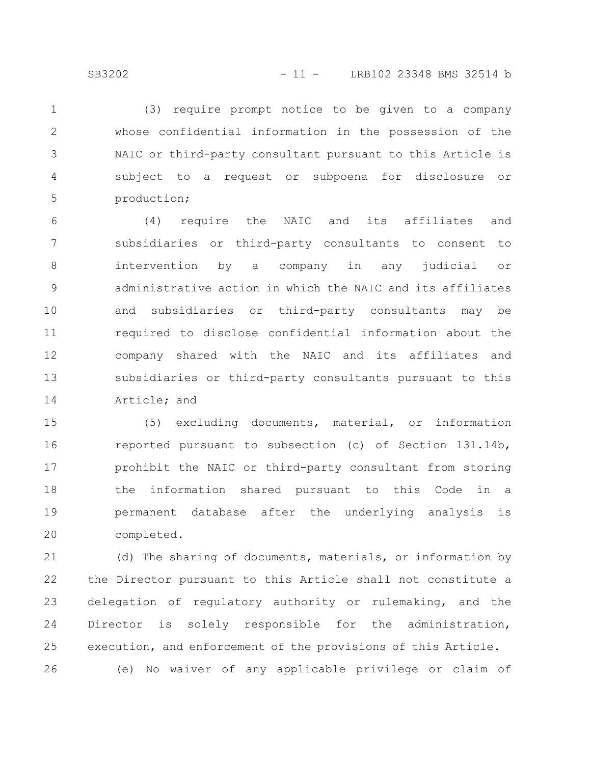(3) require prompt notice to be given to a company whose confidential information in the possession of the NAIC or third-party consultant pursuant to this Article is subject to a request or subpoena for disclosure or production;

(4) require the NAIC and its affiliates and subsidiaries or third-party consultants to consent to intervention by a company in any judicial or administrative action in which the NAIC and its affiliates and subsidiaries or third-party consultants may be required to disclose confidential information about the company shared with the NAIC and its affiliates and subsidiaries or third-party consultants pursuant to this Article; and

(5) excluding documents, material, or information reported pursuant to subsection (c) of Section 131.14b, prohibit the NAIC or third-party consultant from storing the information shared pursuant to this Code in a permanent database after the underlying analysis is completed.

(d) The sharing of documents, materials, or information by the Director pursuant to this Article shall not constitute a delegation of regulatory authority or rulemaking, and the Director is solely responsible for the administration, execution, and enforcement of the provisions of this Article.

(e) No waiver of any applicable privilege or claim of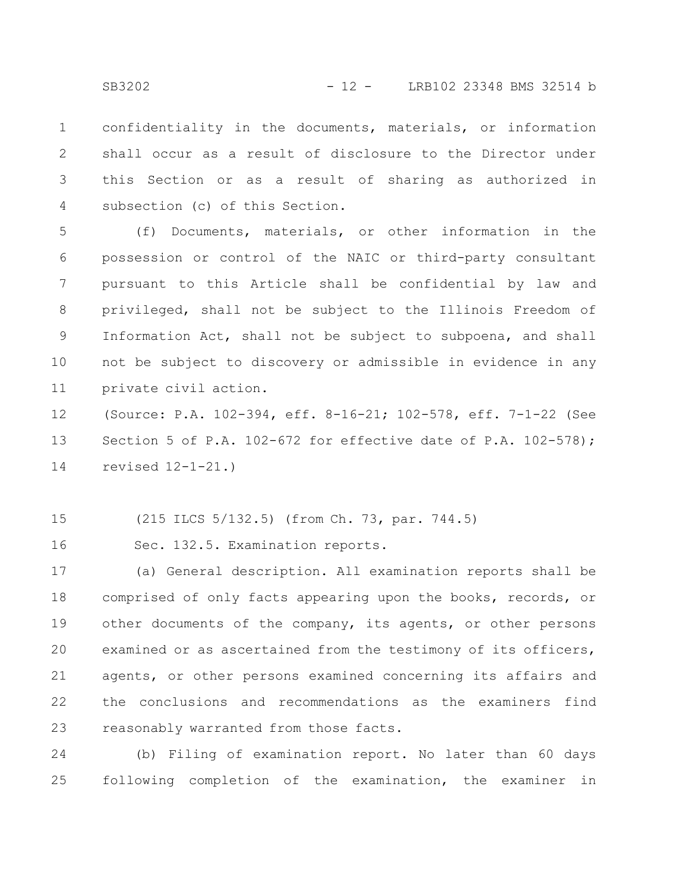confidentiality in the documents, materials, or information shall occur as a result of disclosure to the Director under this Section or as a result of sharing as authorized in subsection (c) of this Section.

(f) Documents, materials, or other information in the possession or control of the NAIC or third-party consultant pursuant to this Article shall be confidential by law and privileged, shall not be subject to the Illinois Freedom of Information Act, shall not be subject to subpoena, and shall not be subject to discovery or admissible in evidence in any private civil action.

(Source: P.A. 102-394, eff. 8-16-21; 102-578, eff. 7-1-22 (See Section 5 of P.A. 102-672 for effective date of P.A. 102-578); revised 12-1-21.)

(215 ILCS 5/132.5) (from Ch. 73, par. 744.5)

Sec. 132.5. Examination reports.

(a) General description. All examination reports shall be comprised of only facts appearing upon the books, records, or other documents of the company, its agents, or other persons examined or as ascertained from the testimony of its officers, agents, or other persons examined concerning its affairs and the conclusions and recommendations as the examiners find reasonably warranted from those facts.

(b) Filing of examination report. No later than 60 days following completion of the examination, the examiner in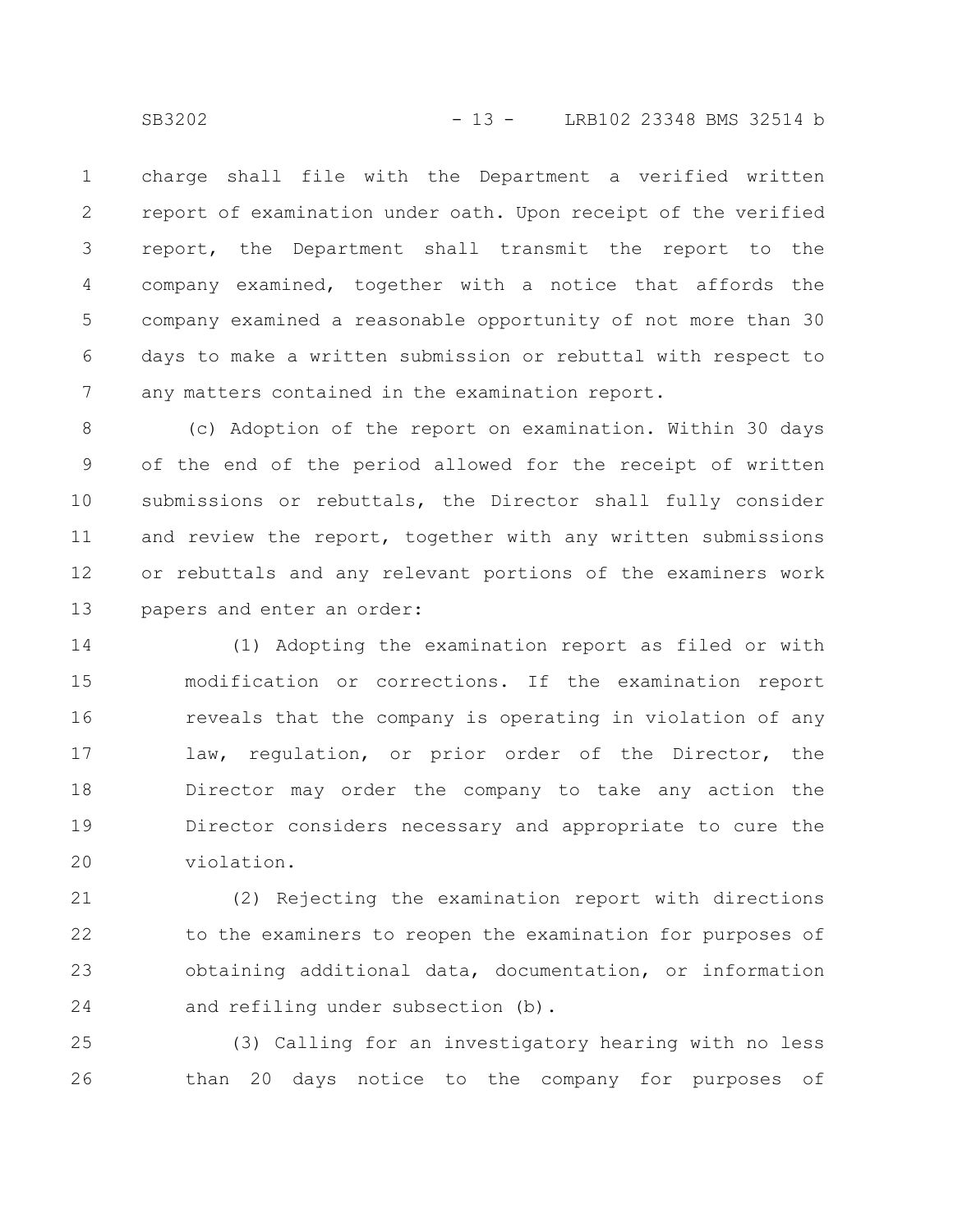charge shall file with the Department a verified written report of examination under oath. Upon receipt of the verified report, the Department shall transmit the report to the company examined, together with a notice that affords the company examined a reasonable opportunity of not more than 30 days to make a written submission or rebuttal with respect to any matters contained in the examination report.

(c) Adoption of the report on examination. Within 30 days of the end of the period allowed for the receipt of written submissions or rebuttals, the Director shall fully consider and review the report, together with any written submissions or rebuttals and any relevant portions of the examiners work papers and enter an order:

(1) Adopting the examination report as filed or with modification or corrections. If the examination report reveals that the company is operating in violation of any law, regulation, or prior order of the Director, the Director may order the company to take any action the Director considers necessary and appropriate to cure the violation.

(2) Rejecting the examination report with directions to the examiners to reopen the examination for purposes of obtaining additional data, documentation, or information and refiling under subsection (b).

(3) Calling for an investigatory hearing with no less than 20 days notice to the company for purposes of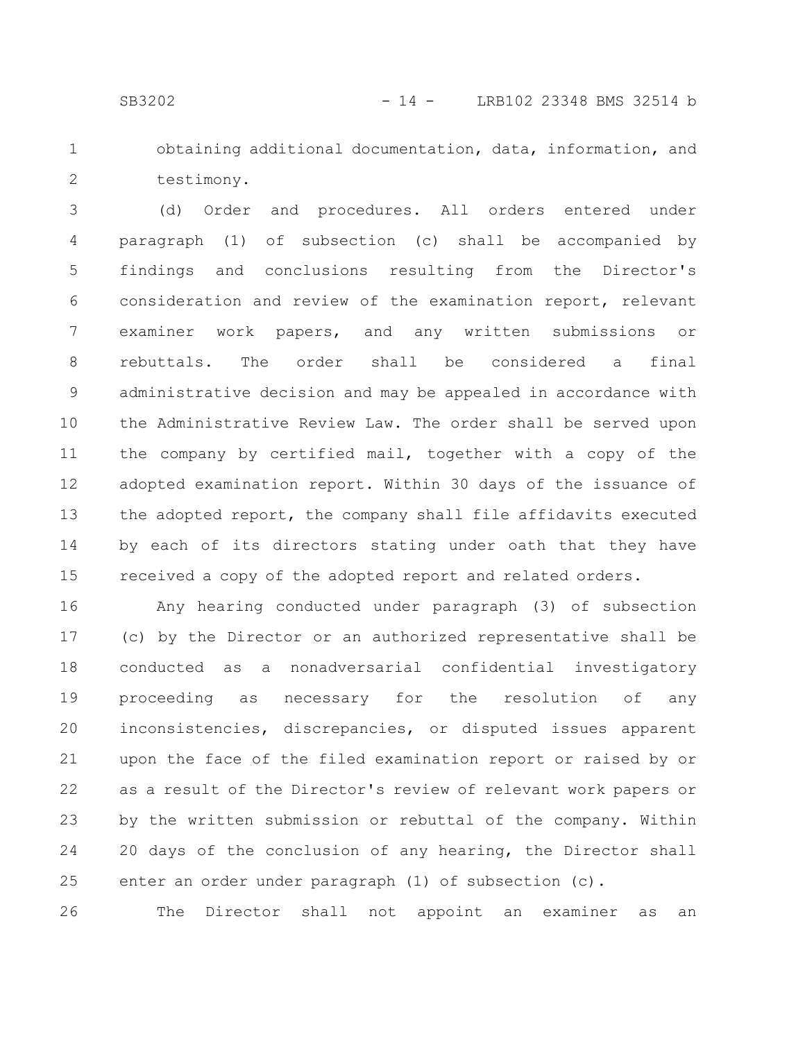obtaining additional documentation, data, information, and testimony.

(d) Order and procedures. All orders entered under paragraph (1) of subsection (c) shall be accompanied by findings and conclusions resulting from the Director's consideration and review of the examination report, relevant examiner work papers, and any written submissions or rebuttals. The order shall be considered a final administrative decision and may be appealed in accordance with the Administrative Review Law. The order shall be served upon the company by certified mail, together with a copy of the adopted examination report. Within 30 days of the issuance of the adopted report, the company shall file affidavits executed by each of its directors stating under oath that they have received a copy of the adopted report and related orders.

Any hearing conducted under paragraph (3) of subsection (c) by the Director or an authorized representative shall be conducted as a nonadversarial confidential investigatory proceeding as necessary for the resolution of any inconsistencies, discrepancies, or disputed issues apparent upon the face of the filed examination report or raised by or as a result of the Director's review of relevant work papers or by the written submission or rebuttal of the company. Within 20 days of the conclusion of any hearing, the Director shall enter an order under paragraph (1) of subsection (c).

The Director shall not appoint an examiner as an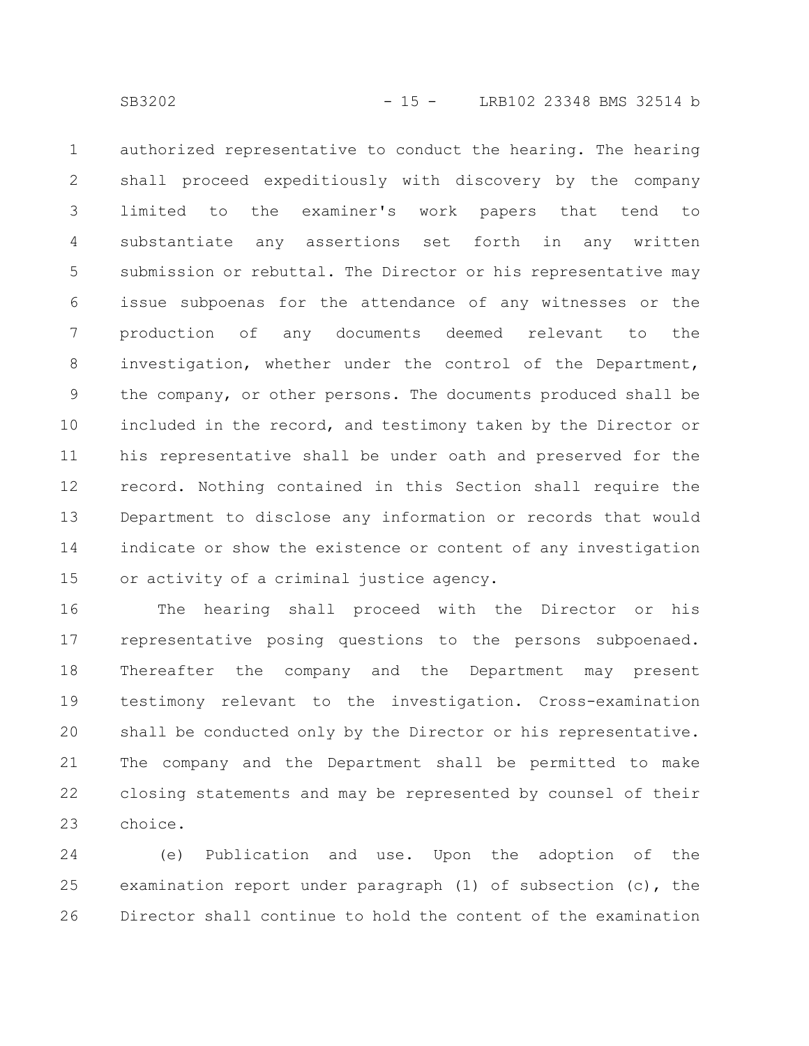authorized representative to conduct the hearing. The hearing shall proceed expeditiously with discovery by the company limited to the examiner's work papers that tend to substantiate any assertions set forth in any written submission or rebuttal. The Director or his representative may issue subpoenas for the attendance of any witnesses or the production of any documents deemed relevant to the investigation, whether under the control of the Department, the company, or other persons. The documents produced shall be included in the record, and testimony taken by the Director or his representative shall be under oath and preserved for the record. Nothing contained in this Section shall require the Department to disclose any information or records that would indicate or show the existence or content of any investigation or activity of a criminal justice agency.

The hearing shall proceed with the Director or his representative posing questions to the persons subpoenaed. Thereafter the company and the Department may present testimony relevant to the investigation. Cross-examination shall be conducted only by the Director or his representative. The company and the Department shall be permitted to make closing statements and may be represented by counsel of their choice.

(e) Publication and use. Upon the adoption of the examination report under paragraph (1) of subsection (c), the Director shall continue to hold the content of the examination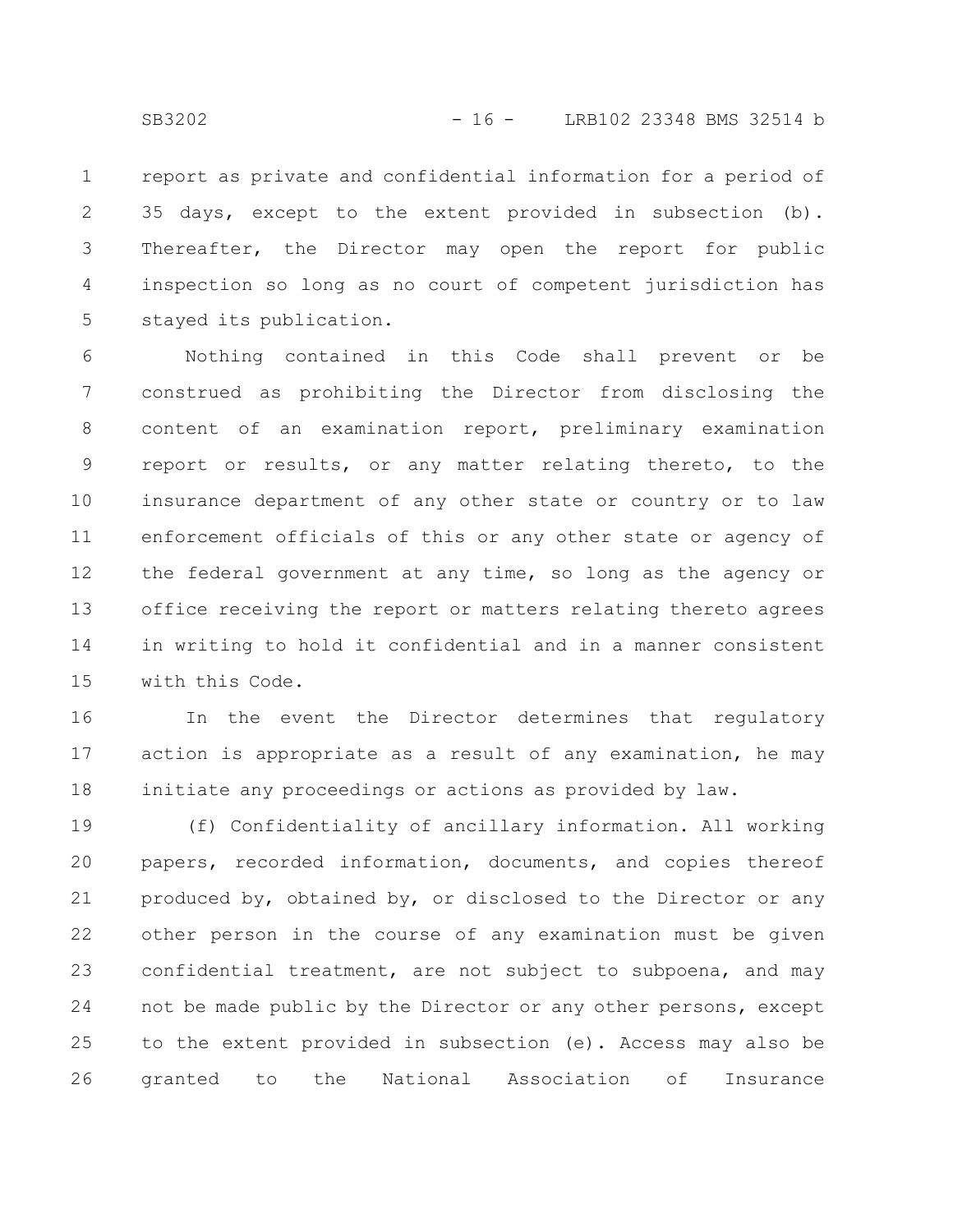report as private and confidential information for a period of 35 days, except to the extent provided in subsection (b). Thereafter, the Director may open the report for public inspection so long as no court of competent jurisdiction has stayed its publication.

Nothing contained in this Code shall prevent or be construed as prohibiting the Director from disclosing the content of an examination report, preliminary examination report or results, or any matter relating thereto, to the insurance department of any other state or country or to law enforcement officials of this or any other state or agency of the federal government at any time, so long as the agency or office receiving the report or matters relating thereto agrees in writing to hold it confidential and in a manner consistent with this Code.

In the event the Director determines that regulatory action is appropriate as a result of any examination, he may initiate any proceedings or actions as provided by law.

(f) Confidentiality of ancillary information. All working papers, recorded information, documents, and copies thereof produced by, obtained by, or disclosed to the Director or any other person in the course of any examination must be given confidential treatment, are not subject to subpoena, and may not be made public by the Director or any other persons, except to the extent provided in subsection (e). Access may also be granted to the National Association of Insurance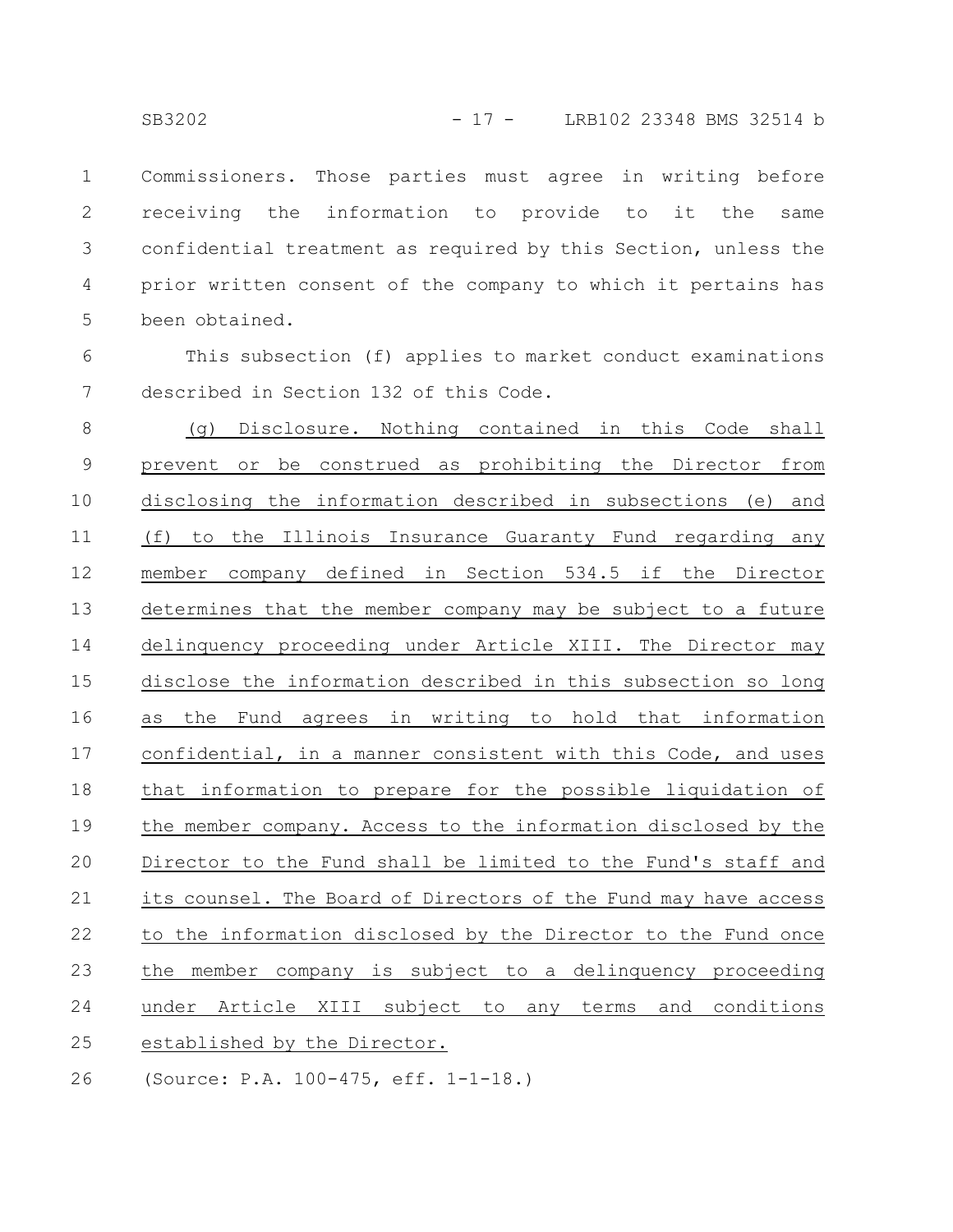Commissioners. Those parties must agree in writing before receiving the information to provide to it the same confidential treatment as required by this Section, unless the prior written consent of the company to which it pertains has been obtained.

This subsection (f) applies to market conduct examinations described in Section 132 of this Code.

(g) Disclosure. Nothing contained in this Code shall prevent or be construed as prohibiting the Director from disclosing the information described in subsections (e) and (f) to the Illinois Insurance Guaranty Fund regarding any member company defined in Section 534.5 if the Director determines that the member company may be subject to a future delinquency proceeding under Article XIII. The Director may disclose the information described in this subsection so long as the Fund agrees in writing to hold that information confidential, in a manner consistent with this Code, and uses that information to prepare for the possible liquidation of the member company. Access to the information disclosed by the Director to the Fund shall be limited to the Fund's staff and its counsel. The Board of Directors of the Fund may have access to the information disclosed by the Director to the Fund once the member company is subject to a delinquency proceeding under Article XIII subject to any terms and conditions established by the Director.

(Source: P.A. 100-475, eff. 1-1-18.)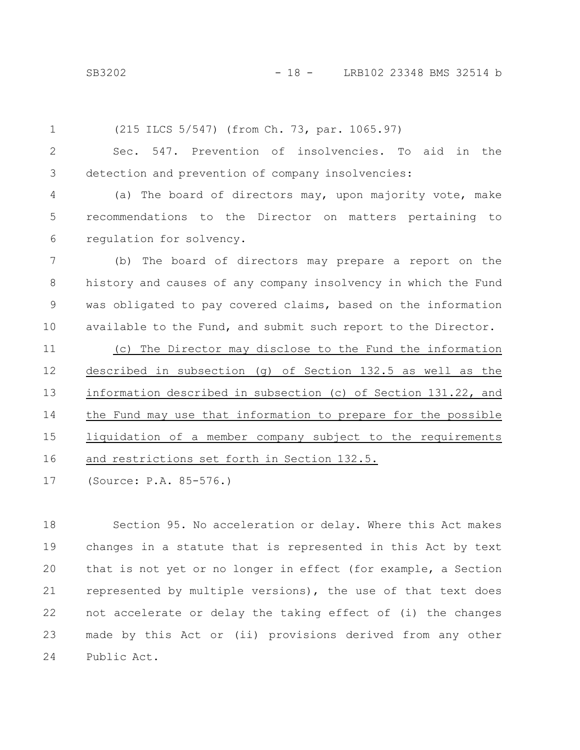(215 ILCS 5/547) (from Ch. 73, par. 1065.97)

Sec. 547. Prevention of insolvencies. To aid in the detection and prevention of company insolvencies:

(a) The board of directors may, upon majority vote, make recommendations to the Director on matters pertaining to regulation for solvency.

(b) The board of directors may prepare a report on the history and causes of any company insolvency in which the Fund was obligated to pay covered claims, based on the information available to the Fund, and submit such report to the Director.

<u>(c) The Director may disclose to the Fund the information described in subsection (g) of Section 132.5 as well as the information described in subsection (c) of Section 131.22, and the Fund may use that information to prepare for the possible liquidation of a member company subject to the requirements and restrictions set forth in Section 132.5.</u>

(Source: P.A. 85-576.)

Section 95. No acceleration or delay. Where this Act makes changes in a statute that is represented in this Act by text that is not yet or no longer in effect (for example, a Section represented by multiple versions), the use of that text does not accelerate or delay the taking effect of (i) the changes made by this Act or (ii) provisions derived from any other Public Act.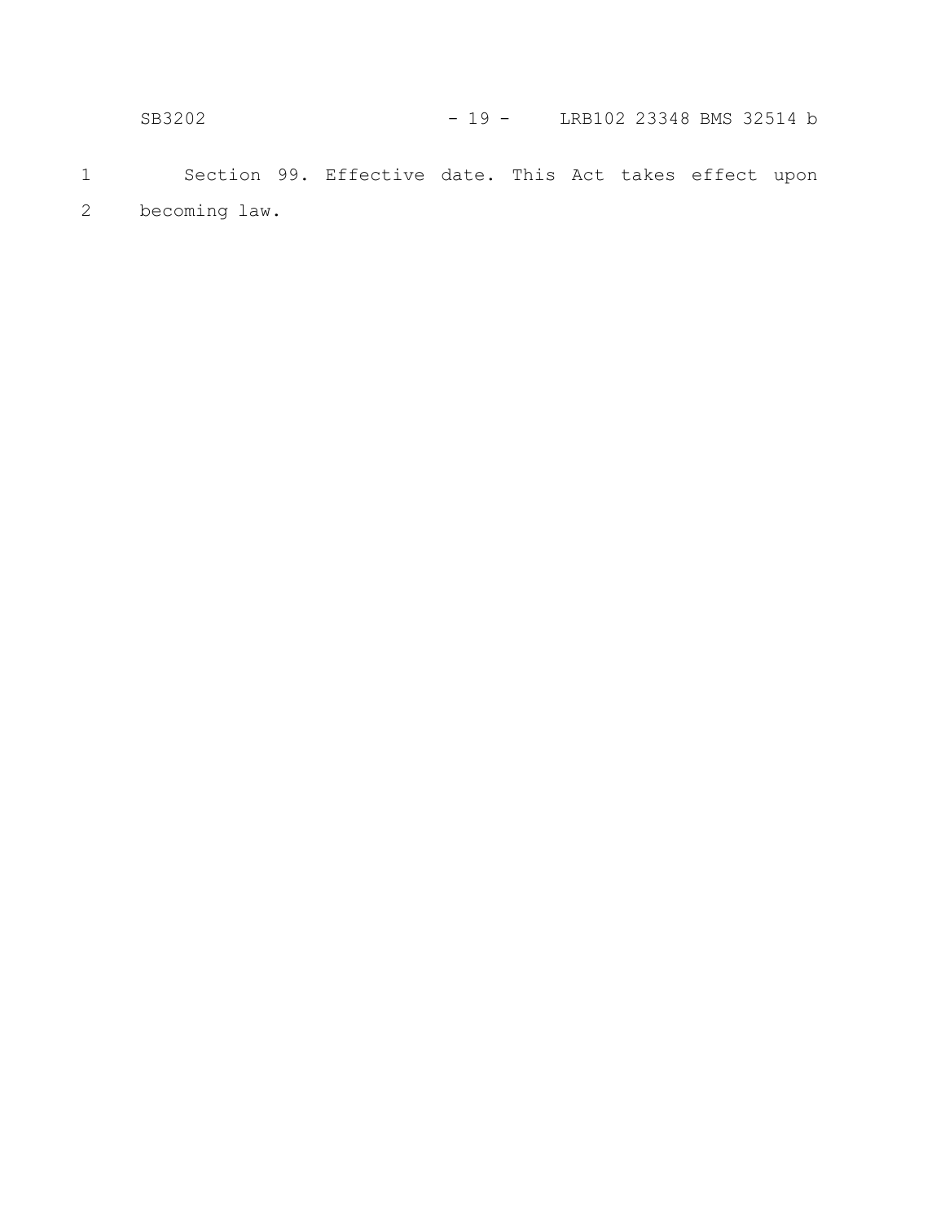Section 99. Effective date. This Act takes effect upon becoming law.